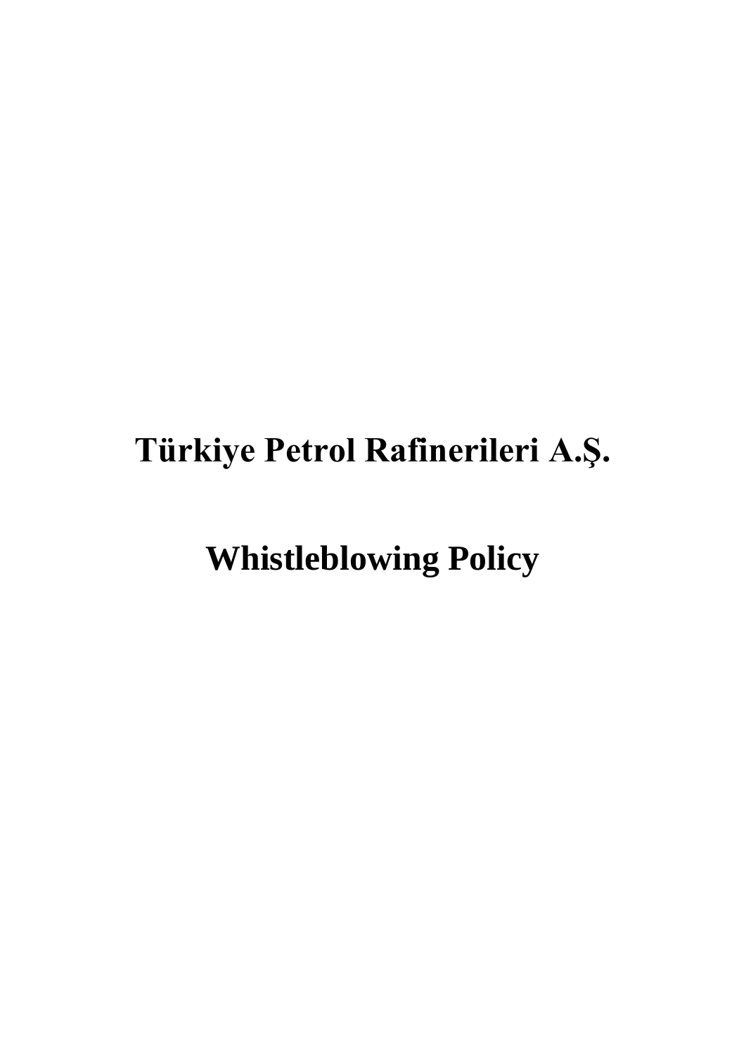# Türkiye Petrol Rafinerileri A.Ş.

# Whistleblowing Policy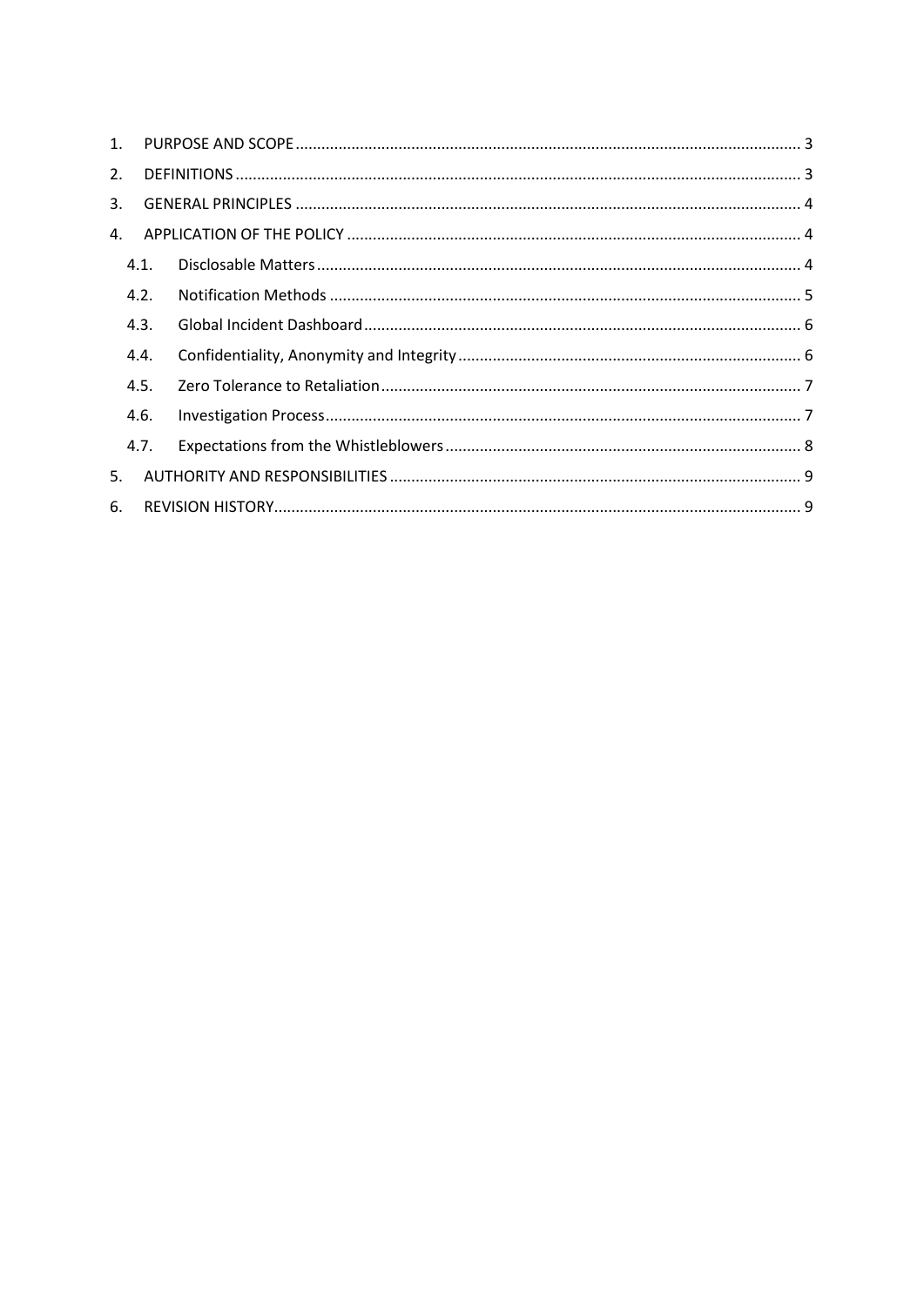1. PURPOSE AND SCOPE .......... 3
2. DEFINITIONS .......... 3
3. GENERAL PRINCIPLES .......... 4
4. APPLICATION OF THE POLICY .......... 4
   - 4.1. Disclosable Matters .......... 4
   - 4.2. Notification Methods .......... 5
   - 4.3. Global Incident Dashboard .......... 6
   - 4.4. Confidentiality, Anonymity and Integrity .......... 6
   - 4.5. Zero Tolerance to Retaliation .......... 7
   - 4.6. Investigation Process .......... 7
   - 4.7. Expectations from the Whistleblowers .......... 8
5. AUTHORITY AND RESPONSIBILITIES .......... 9
6. REVISION HISTORY .......... 9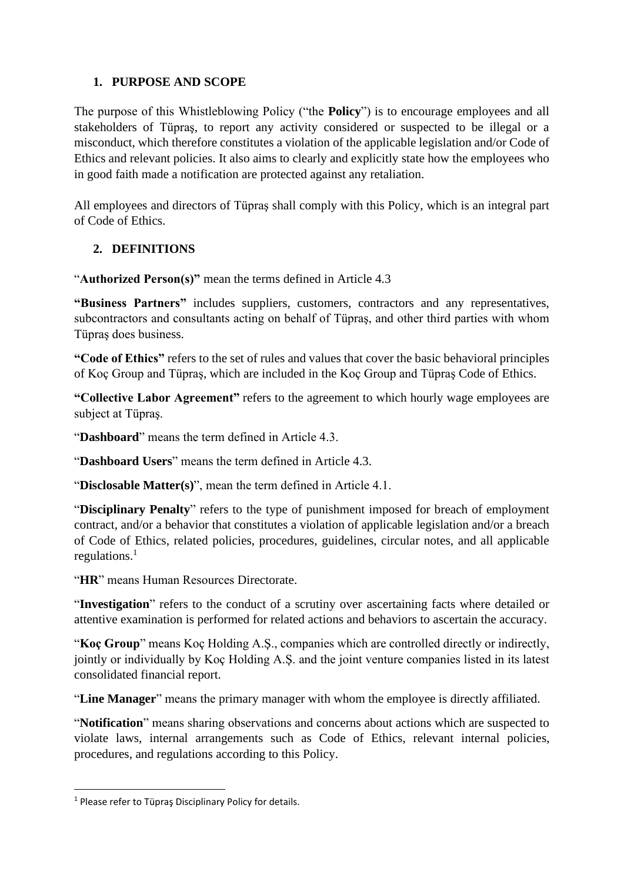## 1. PURPOSE AND SCOPE

The purpose of this Whistleblowing Policy ("the **Policy**") is to encourage employees and all stakeholders of Tüpraş, to report any activity considered or suspected to be illegal or a misconduct, which therefore constitutes a violation of the applicable legislation and/or Code of Ethics and relevant policies. It also aims to clearly and explicitly state how the employees who in good faith made a notification are protected against any retaliation.

All employees and directors of Tüpraş shall comply with this Policy, which is an integral part of Code of Ethics.

## 2. DEFINITIONS

"**Authorized Person(s)"** mean the terms defined in Article 4.3

**"Business Partners"** includes suppliers, customers, contractors and any representatives, subcontractors and consultants acting on behalf of Tüpraş, and other third parties with whom Tüpraş does business.

**"Code of Ethics"** refers to the set of rules and values that cover the basic behavioral principles of Koç Group and Tüpraş, which are included in the Koç Group and Tüpraş Code of Ethics.

**"Collective Labor Agreement"** refers to the agreement to which hourly wage employees are subject at Tüpraş.

"**Dashboard**" means the term defined in Article 4.3.

"**Dashboard Users**" means the term defined in Article 4.3.

"**Disclosable Matter(s)**", mean the term defined in Article 4.1.

"**Disciplinary Penalty**" refers to the type of punishment imposed for breach of employment contract, and/or a behavior that constitutes a violation of applicable legislation and/or a breach of Code of Ethics, related policies, procedures, guidelines, circular notes, and all applicable regulations.[1]

"**HR**" means Human Resources Directorate.

"**Investigation**" refers to the conduct of a scrutiny over ascertaining facts where detailed or attentive examination is performed for related actions and behaviors to ascertain the accuracy.

"**Koç Group**" means Koç Holding A.Ş., companies which are controlled directly or indirectly, jointly or individually by Koç Holding A.Ş. and the joint venture companies listed in its latest consolidated financial report.

"**Line Manager**" means the primary manager with whom the employee is directly affiliated.

"**Notification**" means sharing observations and concerns about actions which are suspected to violate laws, internal arrangements such as Code of Ethics, relevant internal policies, procedures, and regulations according to this Policy.

[1] Please refer to Tüpraş Disciplinary Policy for details.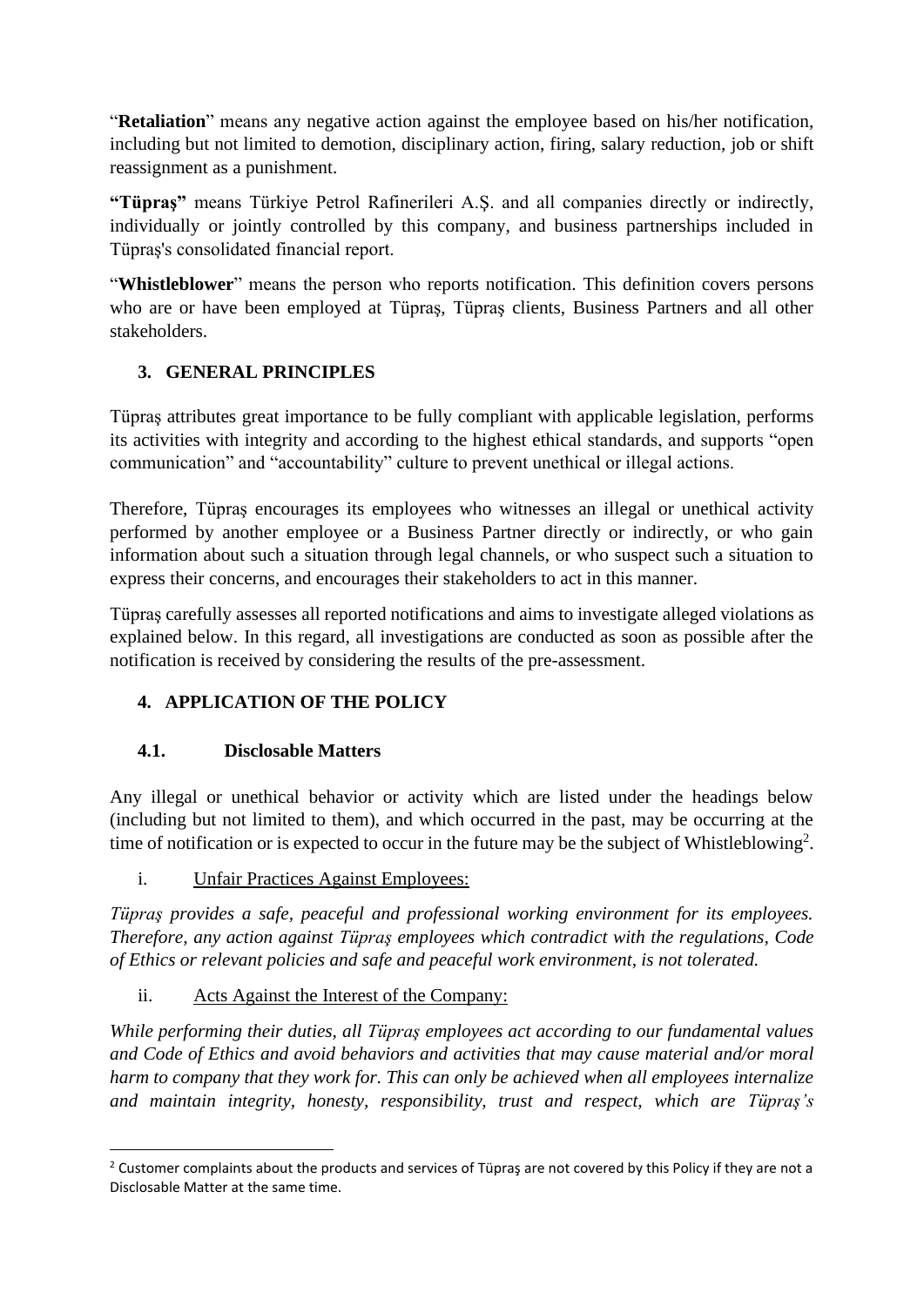"**Retaliation**" means any negative action against the employee based on his/her notification, including but not limited to demotion, disciplinary action, firing, salary reduction, job or shift reassignment as a punishment.

**"Tüpraş"** means Türkiye Petrol Rafinerileri A.Ş. and all companies directly or indirectly, individually or jointly controlled by this company, and business partnerships included in Tüpraş's consolidated financial report.

"**Whistleblower**" means the person who reports notification. This definition covers persons who are or have been employed at Tüpraş, Tüpraş clients, Business Partners and all other stakeholders.

## 3. GENERAL PRINCIPLES

Tüpraş attributes great importance to be fully compliant with applicable legislation, performs its activities with integrity and according to the highest ethical standards, and supports "open communication" and "accountability" culture to prevent unethical or illegal actions.

Therefore, Tüpraş encourages its employees who witnesses an illegal or unethical activity performed by another employee or a Business Partner directly or indirectly, or who gain information about such a situation through legal channels, or who suspect such a situation to express their concerns, and encourages their stakeholders to act in this manner.

Tüpraş carefully assesses all reported notifications and aims to investigate alleged violations as explained below. In this regard, all investigations are conducted as soon as possible after the notification is received by considering the results of the pre-assessment.

## 4. APPLICATION OF THE POLICY

### 4.1. Disclosable Matters

Any illegal or unethical behavior or activity which are listed under the headings below (including but not limited to them), and which occurred in the past, may be occurring at the time of notification or is expected to occur in the future may be the subject of Whistleblowing[2].

i. Unfair Practices Against Employees:

*Tüpraş provides a safe, peaceful and professional working environment for its employees. Therefore, any action against Tüpraş employees which contradict with the regulations, Code of Ethics or relevant policies and safe and peaceful work environment, is not tolerated.*

ii. Acts Against the Interest of the Company:

*While performing their duties, all Tüpraş employees act according to our fundamental values and Code of Ethics and avoid behaviors and activities that may cause material and/or moral harm to company that they work for. This can only be achieved when all employees internalize and maintain integrity, honesty, responsibility, trust and respect, which are Tüpraş's*

[2] Customer complaints about the products and services of Tüpraş are not covered by this Policy if they are not a Disclosable Matter at the same time.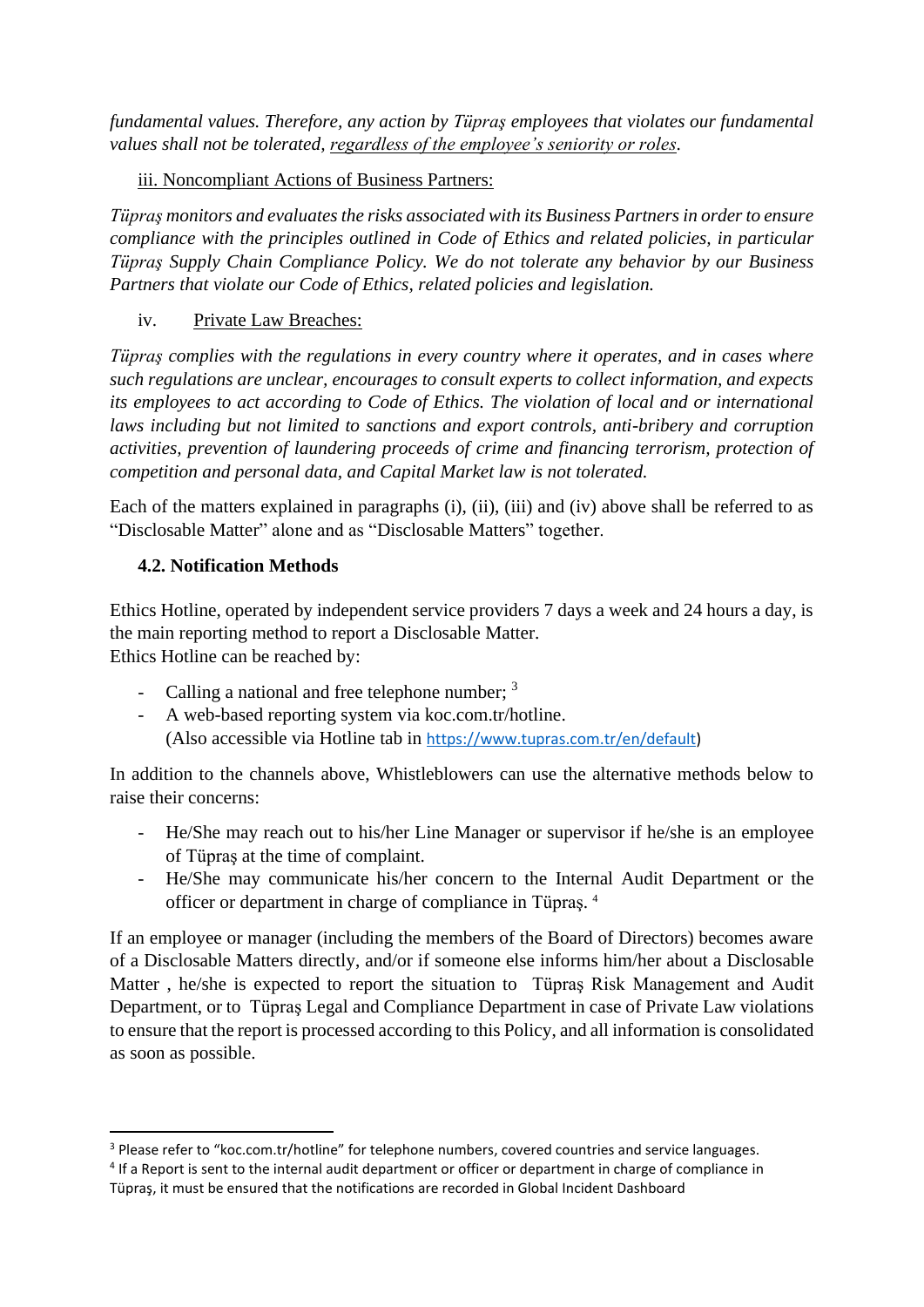*fundamental values. Therefore, any action by Tüpraş employees that violates our fundamental values shall not be tolerated, regardless of the employee's seniority or roles.*

iii. Noncompliant Actions of Business Partners:

*Tüpraş monitors and evaluates the risks associated with its Business Partners in order to ensure compliance with the principles outlined in Code of Ethics and related policies, in particular Tüpraş Supply Chain Compliance Policy. We do not tolerate any behavior by our Business Partners that violate our Code of Ethics, related policies and legislation.*

iv. Private Law Breaches:

*Tüpraş complies with the regulations in every country where it operates, and in cases where such regulations are unclear, encourages to consult experts to collect information, and expects its employees to act according to Code of Ethics. The violation of local and or international laws including but not limited to sanctions and export controls, anti-bribery and corruption activities, prevention of laundering proceeds of crime and financing terrorism, protection of competition and personal data, and Capital Market law is not tolerated.*

Each of the matters explained in paragraphs (i), (ii), (iii) and (iv) above shall be referred to as "Disclosable Matter" alone and as "Disclosable Matters" together.

### 4.2. Notification Methods

Ethics Hotline, operated by independent service providers 7 days a week and 24 hours a day, is the main reporting method to report a Disclosable Matter.
Ethics Hotline can be reached by:

- Calling a national and free telephone number; [3]
- A web-based reporting system via koc.com.tr/hotline. (Also accessible via Hotline tab in https://www.tupras.com.tr/en/default)

In addition to the channels above, Whistleblowers can use the alternative methods below to raise their concerns:

- He/She may reach out to his/her Line Manager or supervisor if he/she is an employee of Tüpraş at the time of complaint.
- He/She may communicate his/her concern to the Internal Audit Department or the officer or department in charge of compliance in Tüpraş. [4]

If an employee or manager (including the members of the Board of Directors) becomes aware of a Disclosable Matters directly, and/or if someone else informs him/her about a Disclosable Matter , he/she is expected to report the situation to Tüpraş Risk Management and Audit Department, or to Tüpraş Legal and Compliance Department in case of Private Law violations to ensure that the report is processed according to this Policy, and all information is consolidated as soon as possible.

---

[3] Please refer to "koc.com.tr/hotline" for telephone numbers, covered countries and service languages.

[4] If a Report is sent to the internal audit department or officer or department in charge of compliance in Tüpraş, it must be ensured that the notifications are recorded in Global Incident Dashboard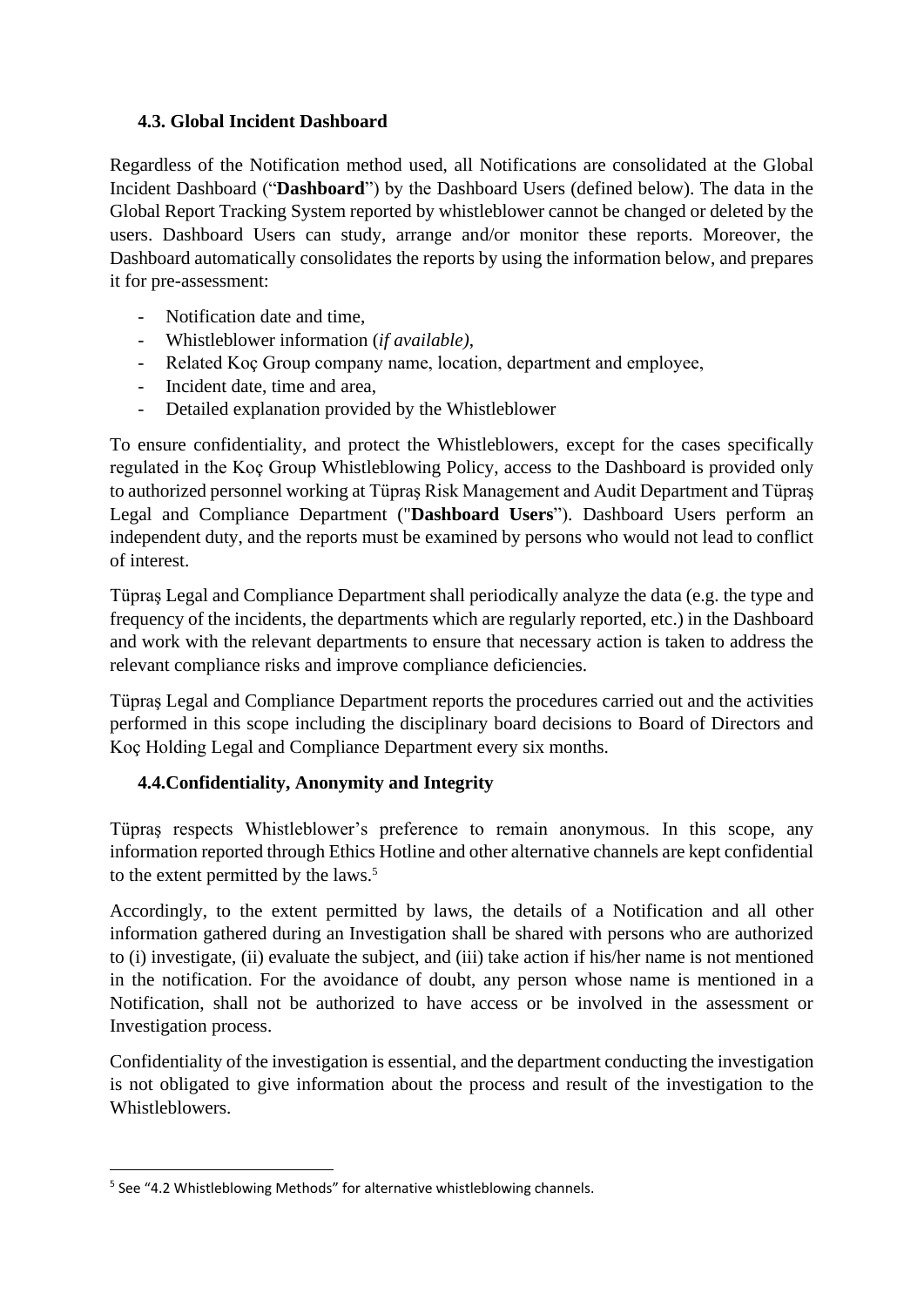### 4.3. Global Incident Dashboard

Regardless of the Notification method used, all Notifications are consolidated at the Global Incident Dashboard ("**Dashboard**") by the Dashboard Users (defined below). The data in the Global Report Tracking System reported by whistleblower cannot be changed or deleted by the users. Dashboard Users can study, arrange and/or monitor these reports. Moreover, the Dashboard automatically consolidates the reports by using the information below, and prepares it for pre-assessment:

- Notification date and time,
- Whistleblower information (*if available)*,
- Related Koç Group company name, location, department and employee,
- Incident date, time and area,
- Detailed explanation provided by the Whistleblower

To ensure confidentiality, and protect the Whistleblowers, except for the cases specifically regulated in the Koç Group Whistleblowing Policy, access to the Dashboard is provided only to authorized personnel working at Tüpraş Risk Management and Audit Department and Tüpraş Legal and Compliance Department ("**Dashboard Users**"). Dashboard Users perform an independent duty, and the reports must be examined by persons who would not lead to conflict of interest.

Tüpraş Legal and Compliance Department shall periodically analyze the data (e.g. the type and frequency of the incidents, the departments which are regularly reported, etc.) in the Dashboard and work with the relevant departments to ensure that necessary action is taken to address the relevant compliance risks and improve compliance deficiencies.

Tüpraş Legal and Compliance Department reports the procedures carried out and the activities performed in this scope including the disciplinary board decisions to Board of Directors and Koç Holding Legal and Compliance Department every six months.

### 4.4. Confidentiality, Anonymity and Integrity

Tüpraş respects Whistleblower's preference to remain anonymous. In this scope, any information reported through Ethics Hotline and other alternative channels are kept confidential to the extent permitted by the laws.[5]

Accordingly, to the extent permitted by laws, the details of a Notification and all other information gathered during an Investigation shall be shared with persons who are authorized to (i) investigate, (ii) evaluate the subject, and (iii) take action if his/her name is not mentioned in the notification. For the avoidance of doubt, any person whose name is mentioned in a Notification, shall not be authorized to have access or be involved in the assessment or Investigation process.

Confidentiality of the investigation is essential, and the department conducting the investigation is not obligated to give information about the process and result of the investigation to the Whistleblowers.

[5] See "4.2 Whistleblowing Methods" for alternative whistleblowing channels.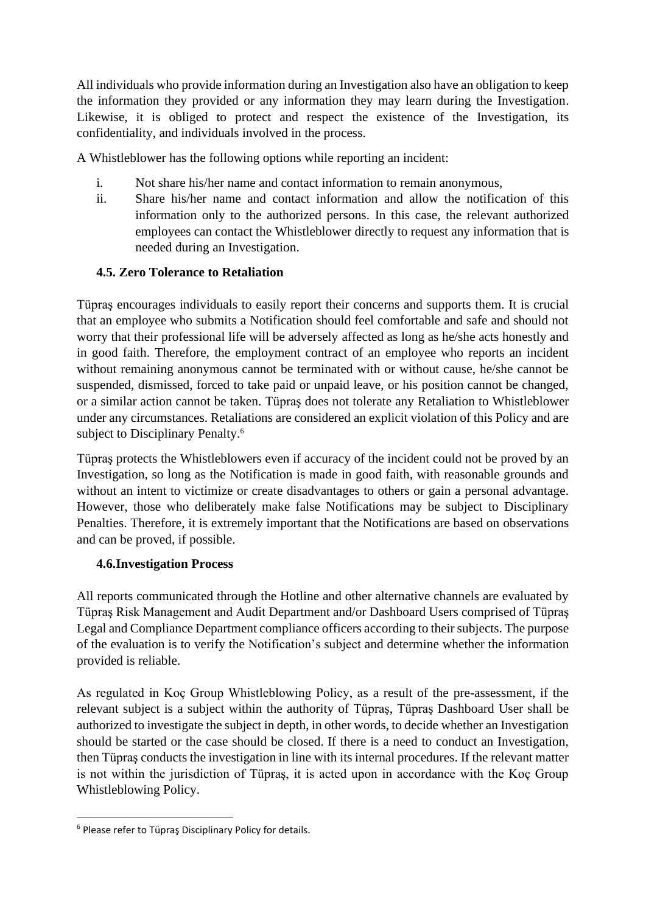All individuals who provide information during an Investigation also have an obligation to keep the information they provided or any information they may learn during the Investigation. Likewise, it is obliged to protect and respect the existence of the Investigation, its confidentiality, and individuals involved in the process.

A Whistleblower has the following options while reporting an incident:

i. Not share his/her name and contact information to remain anonymous,
ii. Share his/her name and contact information and allow the notification of this information only to the authorized persons. In this case, the relevant authorized employees can contact the Whistleblower directly to request any information that is needed during an Investigation.

### 4.5. Zero Tolerance to Retaliation

Tüpraş encourages individuals to easily report their concerns and supports them. It is crucial that an employee who submits a Notification should feel comfortable and safe and should not worry that their professional life will be adversely affected as long as he/she acts honestly and in good faith. Therefore, the employment contract of an employee who reports an incident without remaining anonymous cannot be terminated with or without cause, he/she cannot be suspended, dismissed, forced to take paid or unpaid leave, or his position cannot be changed, or a similar action cannot be taken. Tüpraş does not tolerate any Retaliation to Whistleblower under any circumstances. Retaliations are considered an explicit violation of this Policy and are subject to Disciplinary Penalty.[6]

Tüpraş protects the Whistleblowers even if accuracy of the incident could not be proved by an Investigation, so long as the Notification is made in good faith, with reasonable grounds and without an intent to victimize or create disadvantages to others or gain a personal advantage. However, those who deliberately make false Notifications may be subject to Disciplinary Penalties. Therefore, it is extremely important that the Notifications are based on observations and can be proved, if possible.

### 4.6. Investigation Process

All reports communicated through the Hotline and other alternative channels are evaluated by Tüpraş Risk Management and Audit Department and/or Dashboard Users comprised of Tüpraş Legal and Compliance Department compliance officers according to their subjects. The purpose of the evaluation is to verify the Notification's subject and determine whether the information provided is reliable.

As regulated in Koç Group Whistleblowing Policy, as a result of the pre-assessment, if the relevant subject is a subject within the authority of Tüpraş, Tüpraş Dashboard User shall be authorized to investigate the subject in depth, in other words, to decide whether an Investigation should be started or the case should be closed. If there is a need to conduct an Investigation, then Tüpraş conducts the investigation in line with its internal procedures. If the relevant matter is not within the jurisdiction of Tüpraş, it is acted upon in accordance with the Koç Group Whistleblowing Policy.

---

[6] Please refer to Tüpraş Disciplinary Policy for details.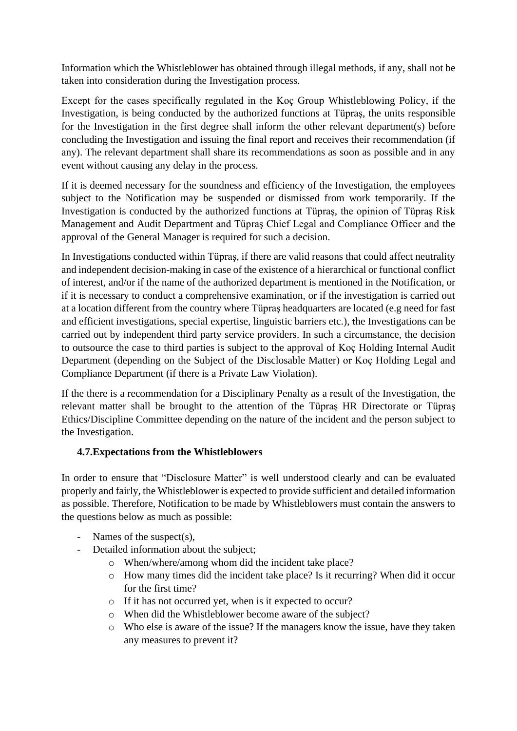Information which the Whistleblower has obtained through illegal methods, if any, shall not be taken into consideration during the Investigation process.

Except for the cases specifically regulated in the Koç Group Whistleblowing Policy, if the Investigation, is being conducted by the authorized functions at Tüpraş, the units responsible for the Investigation in the first degree shall inform the other relevant department(s) before concluding the Investigation and issuing the final report and receives their recommendation (if any). The relevant department shall share its recommendations as soon as possible and in any event without causing any delay in the process.

If it is deemed necessary for the soundness and efficiency of the Investigation, the employees subject to the Notification may be suspended or dismissed from work temporarily. If the Investigation is conducted by the authorized functions at Tüpraş, the opinion of Tüpraş Risk Management and Audit Department and Tüpraş Chief Legal and Compliance Officer and the approval of the General Manager is required for such a decision.

In Investigations conducted within Tüpraş, if there are valid reasons that could affect neutrality and independent decision-making in case of the existence of a hierarchical or functional conflict of interest, and/or if the name of the authorized department is mentioned in the Notification, or if it is necessary to conduct a comprehensive examination, or if the investigation is carried out at a location different from the country where Tüpraş headquarters are located (e.g need for fast and efficient investigations, special expertise, linguistic barriers etc.), the Investigations can be carried out by independent third party service providers. In such a circumstance, the decision to outsource the case to third parties is subject to the approval of Koç Holding Internal Audit Department (depending on the Subject of the Disclosable Matter) or Koç Holding Legal and Compliance Department (if there is a Private Law Violation).

If the there is a recommendation for a Disciplinary Penalty as a result of the Investigation, the relevant matter shall be brought to the attention of the Tüpraş HR Directorate or Tüpraş Ethics/Discipline Committee depending on the nature of the incident and the person subject to the Investigation.

### 4.7. Expectations from the Whistleblowers

In order to ensure that "Disclosure Matter" is well understood clearly and can be evaluated properly and fairly, the Whistleblower is expected to provide sufficient and detailed information as possible. Therefore, Notification to be made by Whistleblowers must contain the answers to the questions below as much as possible:

- Names of the suspect(s),
- Detailed information about the subject;
  - When/where/among whom did the incident take place?
  - How many times did the incident take place? Is it recurring? When did it occur for the first time?
  - If it has not occurred yet, when is it expected to occur?
  - When did the Whistleblower become aware of the subject?
  - Who else is aware of the issue? If the managers know the issue, have they taken any measures to prevent it?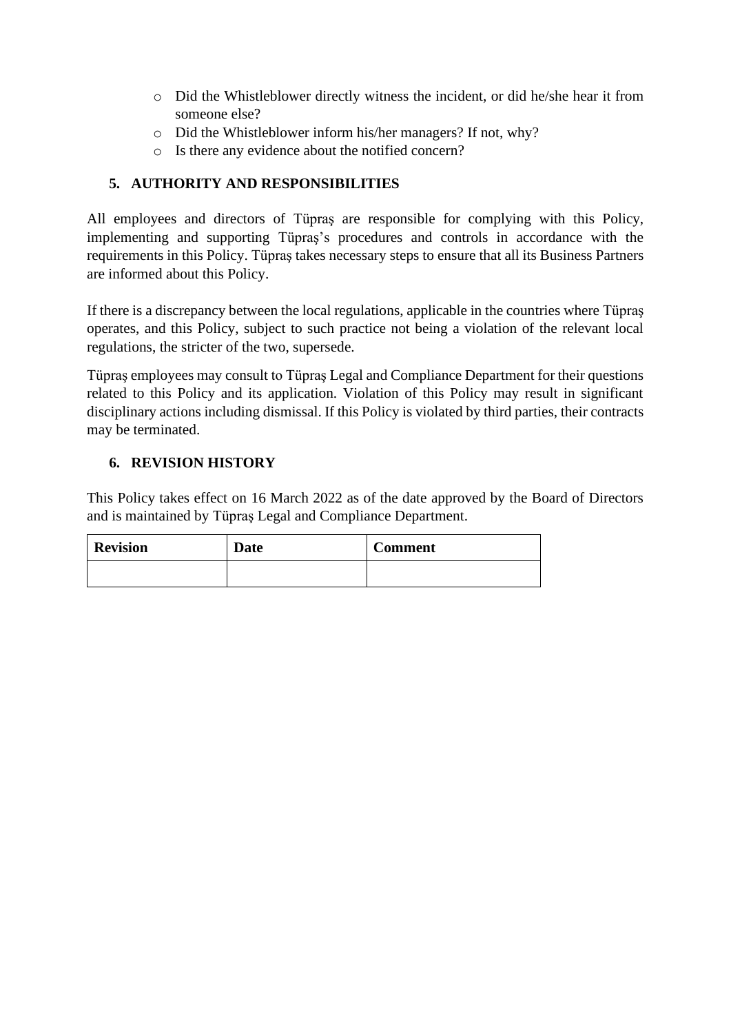- Did the Whistleblower directly witness the incident, or did he/she hear it from someone else?
- Did the Whistleblower inform his/her managers? If not, why?
- Is there any evidence about the notified concern?

## 5. AUTHORITY AND RESPONSIBILITIES

All employees and directors of Tüpraş are responsible for complying with this Policy, implementing and supporting Tüpraş's procedures and controls in accordance with the requirements in this Policy. Tüpraş takes necessary steps to ensure that all its Business Partners are informed about this Policy.

If there is a discrepancy between the local regulations, applicable in the countries where Tüpraş operates, and this Policy, subject to such practice not being a violation of the relevant local regulations, the stricter of the two, supersede.

Tüpraş employees may consult to Tüpraş Legal and Compliance Department for their questions related to this Policy and its application. Violation of this Policy may result in significant disciplinary actions including dismissal. If this Policy is violated by third parties, their contracts may be terminated.

## 6. REVISION HISTORY

This Policy takes effect on 16 March 2022 as of the date approved by the Board of Directors and is maintained by Tüpraş Legal and Compliance Department.

| Revision | Date | Comment |
| --- | --- | --- |
| | | |